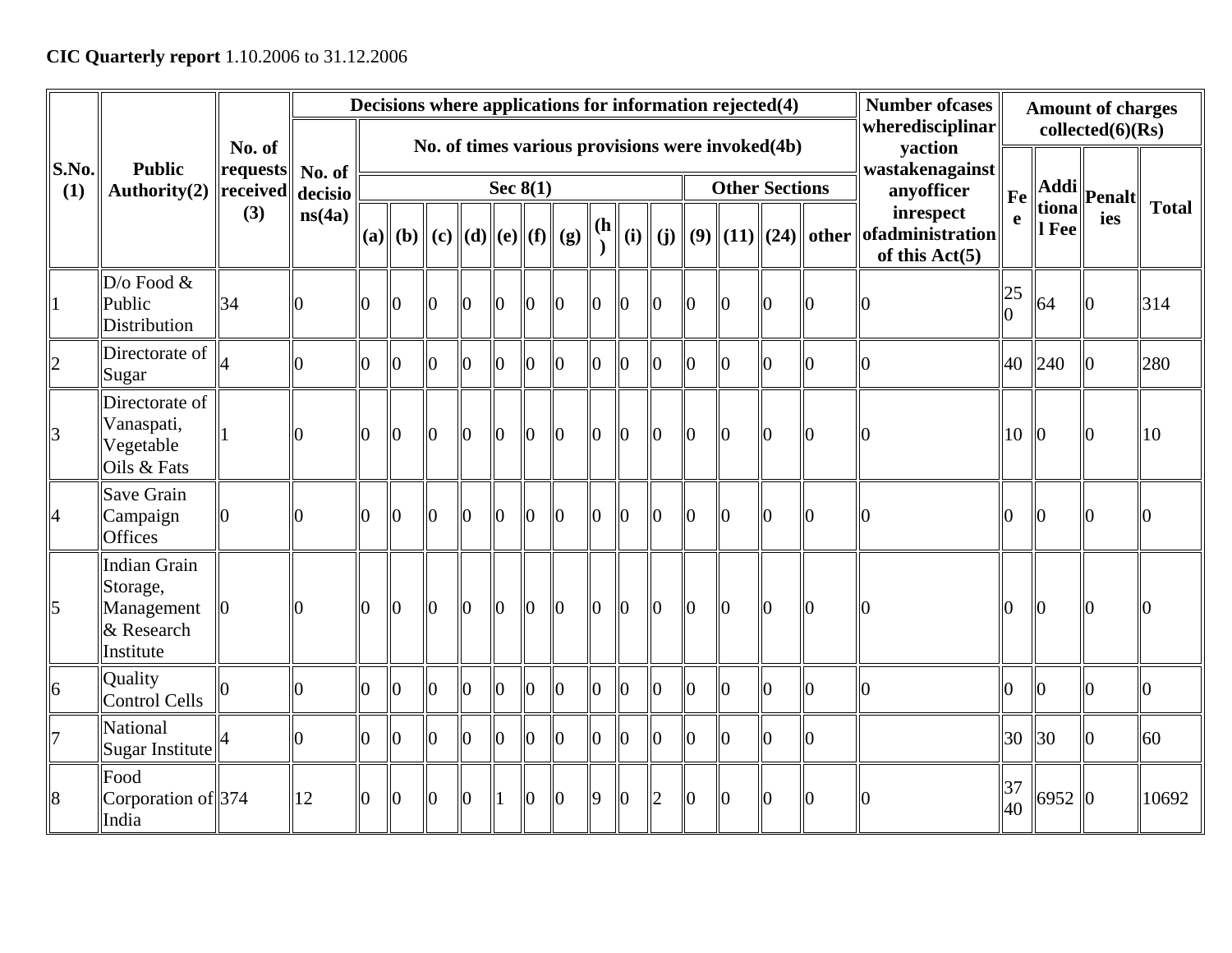**CIC Quarterly report** 1.10.2006 to 31.12.2006

| S.No. (1) | Public Authority(2) | No. of requests received (3) | Decisions where applications for information rejected(4) | | | | | | | | | | | | | | | Number ofcases wheredisciplinaryaction wastakenagainst anyofficer inrespect ofadministration of this Act(5) | Amount of charges collected(6)(Rs) | | | |
|---|---|---|---|---|---|---|---|---|---|---|---|---|---|---|---|---|---|---|---|---|---|---|
| | | | No. of decisions(4a) | No. of times various provisions were invoked(4b) | | | | | | | | | | | | | | | Fee | Additional Fee | Penalties | Total |
| | | | | Sec 8(1) | | | | | | | | | | Other Sections | | | | | | | | |
| | | | | (a) | (b) | (c) | (d) | (e) | (f) | (g) | (h) | (i) | (j) | (9) | (11) | (24) | other | | | | | |
| 1 | D/o Food & Public Distribution | 34 | 0 | 0 | 0 | 0 | 0 | 0 | 0 | 0 | 0 | 0 | 0 | 0 | 0 | 0 | 0 | 0 | 250 | 64 | 0 | 314 |
| 2 | Directorate of Sugar | 4 | 0 | 0 | 0 | 0 | 0 | 0 | 0 | 0 | 0 | 0 | 0 | 0 | 0 | 0 | 0 | 0 | 40 | 240 | 0 | 280 |
| 3 | Directorate of Vanaspati, Vegetable Oils & Fats | 1 | 0 | 0 | 0 | 0 | 0 | 0 | 0 | 0 | 0 | 0 | 0 | 0 | 0 | 0 | 0 | 0 | 10 | 0 | 0 | 10 |
| 4 | Save Grain Campaign Offices | 0 | 0 | 0 | 0 | 0 | 0 | 0 | 0 | 0 | 0 | 0 | 0 | 0 | 0 | 0 | 0 | 0 | 0 | 0 | 0 | 0 |
| 5 | Indian Grain Storage, Management & Research Institute | 0 | 0 | 0 | 0 | 0 | 0 | 0 | 0 | 0 | 0 | 0 | 0 | 0 | 0 | 0 | 0 | 0 | 0 | 0 | 0 | 0 |
| 6 | Quality Control Cells | 0 | 0 | 0 | 0 | 0 | 0 | 0 | 0 | 0 | 0 | 0 | 0 | 0 | 0 | 0 | 0 | 0 | 0 | 0 | 0 | 0 |
| 7 | National Sugar Institute | 4 | 0 | 0 | 0 | 0 | 0 | 0 | 0 | 0 | 0 | 0 | 0 | 0 | 0 | 0 | 0 | | 30 | 30 | 0 | 60 |
| 8 | Food Corporation of India | 374 | 12 | 0 | 0 | 0 | 0 | 1 | 0 | 0 | 9 | 0 | 2 | 0 | 0 | 0 | 0 | 0 | 3740 | 6952 | 0 | 10692 |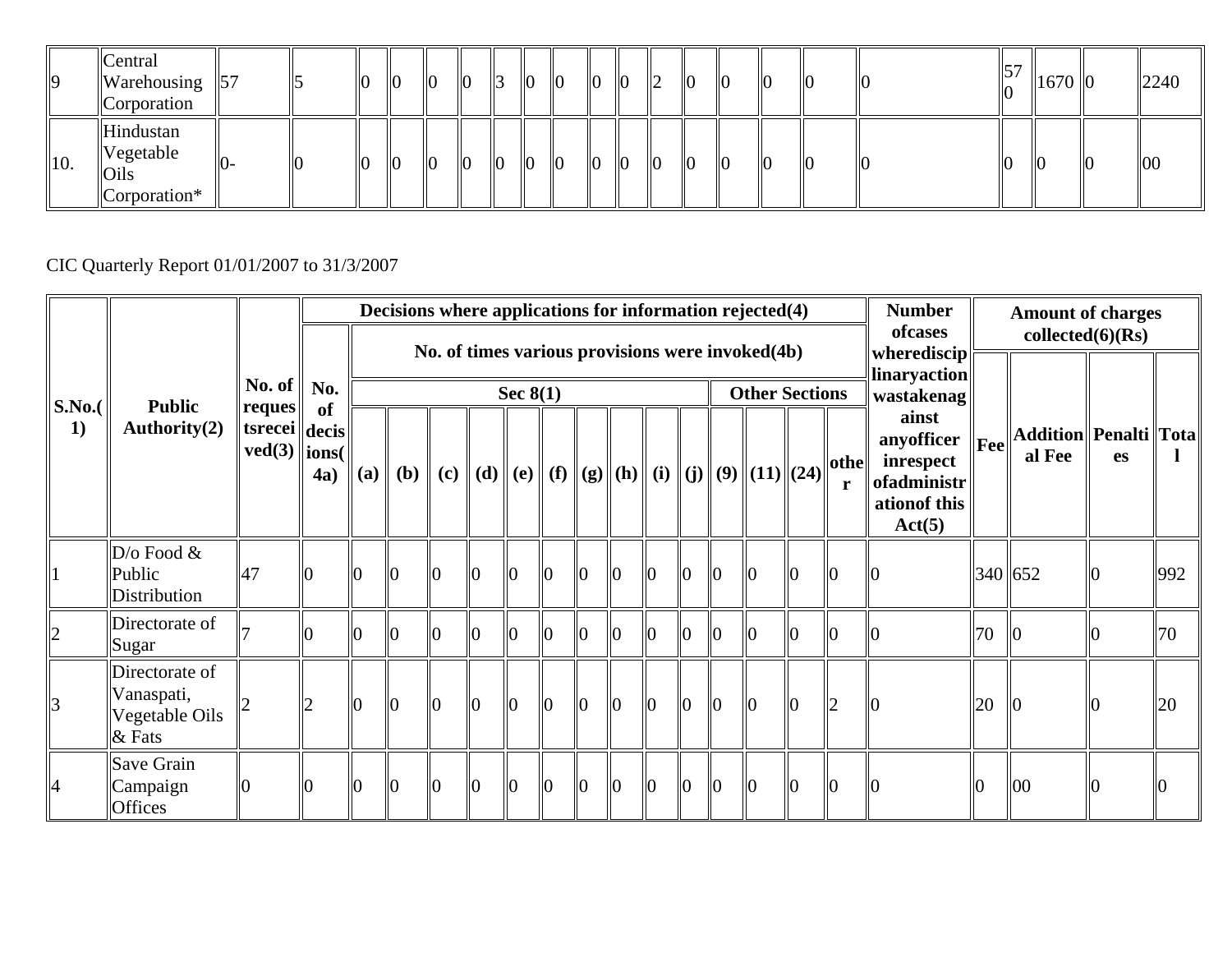| | | | | | | | | | | | | | | | | | | | | | | |
|---|---|---|---|---|---|---|---|---|---|---|---|---|---|---|---|---|---|---|---|---|---|---|
| 9 | Central Warehousing Corporation | 57 | 5 | 0 | 0 | 0 | 0 | 3 | 0 | 0 | 0 | 0 | 2 | 0 | 0 | 0 | 0 | 0 | 570 | 1670 | 0 | 2240 |
| 10. | Hindustan Vegetable Oils Corporation* | 0- | 0 | 0 | 0 | 0 | 0 | 0 | 0 | 0 | 0 | 0 | 0 | 0 | 0 | 0 | 0 | 0 | 0 | 0 | 0 | 00 |

CIC Quarterly Report 01/01/2007 to 31/3/2007

| S.No.(1) | Public Authority(2) | No. of requestsreceived(3) | Decisions where applications for information rejected(4) | | | | | | | | | | | | | | | Number ofcases wherediscip linaryaction wastakenag ainst anyofficer inrespect ofadministr ationof this Act(5) | Amount of charges collected(6)(Rs) | | | |
|---|---|---|---|---|---|---|---|---|---|---|---|---|---|---|---|---|---|---|---|---|---|---|
| | | | No. of decisions(4a) | No. of times various provisions were invoked(4b) | | | | | | | | | | | | | | | | | | |
| | | | | Sec 8(1) | | | | | | | | | | Other Sections | | | | | | | | |
| | | | | (a) | (b) | (c) | (d) | (e) | (f) | (g) | (h) | (i) | (j) | (9) | (11) | (24) | other | | Fee | Additional Fee | Penalties | Total |
| 1 | D/o Food & Public Distribution | 47 | 0 | 0 | 0 | 0 | 0 | 0 | 0 | 0 | 0 | 0 | 0 | 0 | 0 | 0 | 0 | 0 | 340 | 652 | 0 | 992 |
| 2 | Directorate of Sugar | 7 | 0 | 0 | 0 | 0 | 0 | 0 | 0 | 0 | 0 | 0 | 0 | 0 | 0 | 0 | 0 | 0 | 70 | 0 | 0 | 70 |
| 3 | Directorate of Vanaspati, Vegetable Oils & Fats | 2 | 2 | 0 | 0 | 0 | 0 | 0 | 0 | 0 | 0 | 0 | 0 | 0 | 0 | 0 | 2 | 0 | 20 | 0 | 0 | 20 |
| 4 | Save Grain Campaign Offices | 0 | 0 | 0 | 0 | 0 | 0 | 0 | 0 | 0 | 0 | 0 | 0 | 0 | 0 | 0 | 0 | 0 | 0 | 00 | 0 | 0 |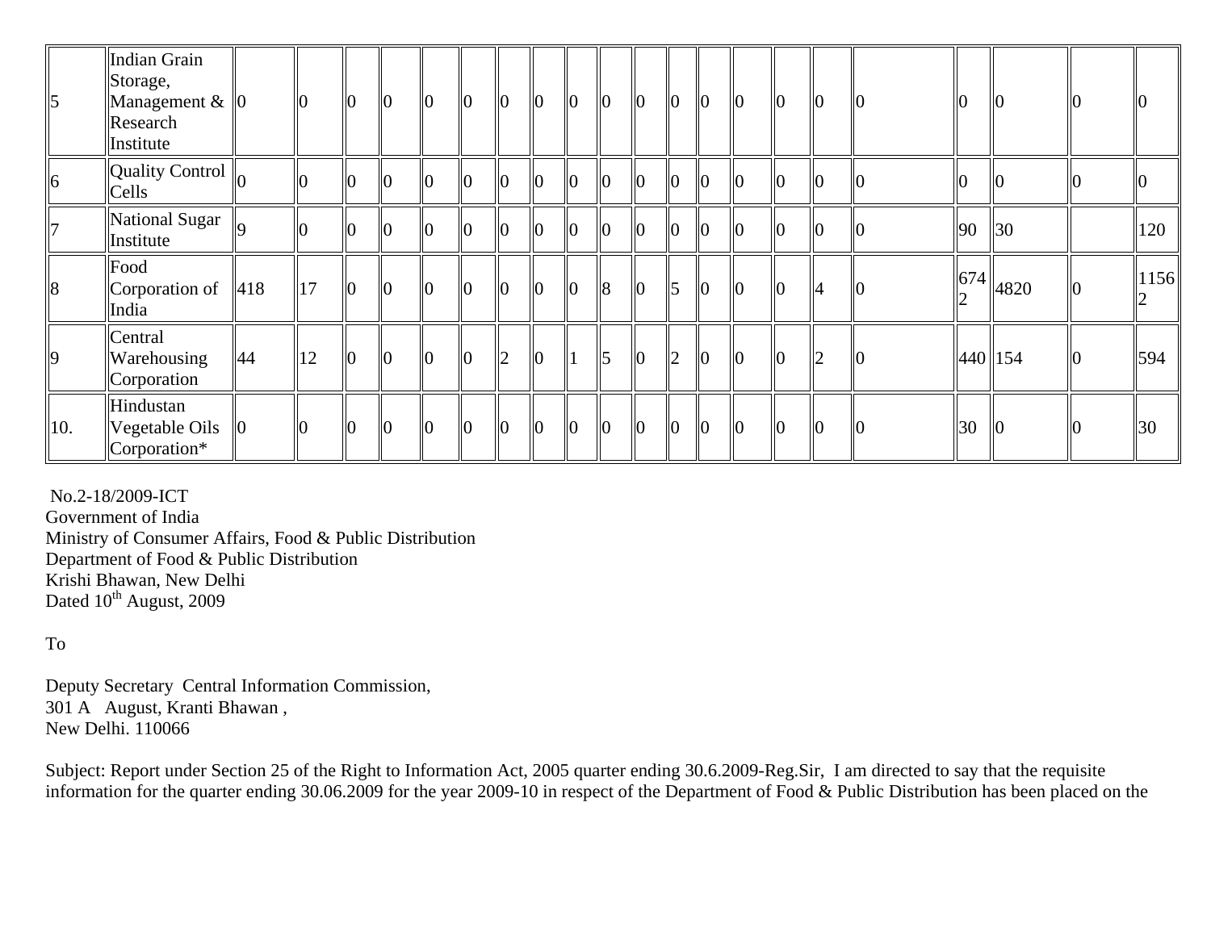| | | | | | | | | | | | | | | | | | | | | | | |
|---|---|---|---|---|---|---|---|---|---|---|---|---|---|---|---|---|---|---|---|---|---|---|
| 5 | Indian Grain Storage, Management & Research Institute | 0 | 0 | 0 | 0 | 0 | 0 | 0 | 0 | 0 | 0 | 0 | 0 | 0 | 0 | 0 | 0 | 0 | 0 | 0 | 0 | 0 |
| 6 | Quality Control Cells | 0 | 0 | 0 | 0 | 0 | 0 | 0 | 0 | 0 | 0 | 0 | 0 | 0 | 0 | 0 | 0 | 0 | 0 | 0 | 0 | 0 |
| 7 | National Sugar Institute | 9 | 0 | 0 | 0 | 0 | 0 | 0 | 0 | 0 | 0 | 0 | 0 | 0 | 0 | 0 | 0 | 0 | 90 | 30 | | 120 |
| 8 | Food Corporation of India | 418 | 17 | 0 | 0 | 0 | 0 | 0 | 0 | 0 | 8 | 0 | 5 | 0 | 0 | 0 | 4 | 0 | 6742 | 4820 | 0 | 11562 |
| 9 | Central Warehousing Corporation | 44 | 12 | 0 | 0 | 0 | 0 | 2 | 0 | 1 | 5 | 0 | 2 | 0 | 0 | 0 | 2 | 0 | 440 | 154 | 0 | 594 |
| 10. | Hindustan Vegetable Oils Corporation* | 0 | 0 | 0 | 0 | 0 | 0 | 0 | 0 | 0 | 0 | 0 | 0 | 0 | 0 | 0 | 0 | 0 | 30 | 0 | 0 | 30 |

No.2-18/2009-ICT
Government of India
Ministry of Consumer Affairs, Food & Public Distribution
Department of Food & Public Distribution
Krishi Bhawan, New Delhi
Dated 10th August, 2009

To

Deputy Secretary Central Information Commission,
301 A August, Kranti Bhawan ,
New Delhi. 110066

Subject: Report under Section 25 of the Right to Information Act, 2005 quarter ending 30.6.2009-Reg.Sir, I am directed to say that the requisite information for the quarter ending 30.06.2009 for the year 2009-10 in respect of the Department of Food & Public Distribution has been placed on the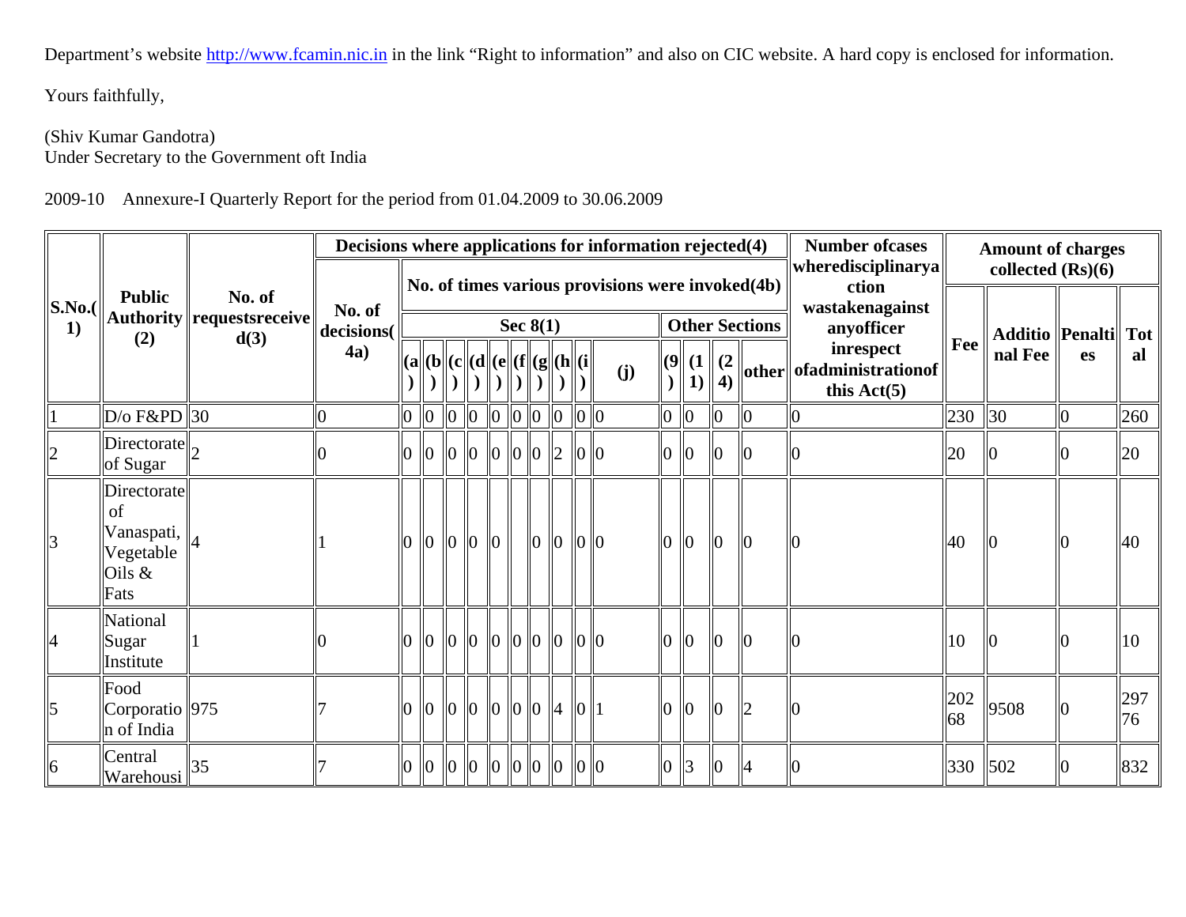Department's website http://www.fcamin.nic.in in the link "Right to information" and also on CIC website. A hard copy is enclosed for information.

Yours faithfully,

(Shiv Kumar Gandotra)
Under Secretary to the Government oft India

2009-10 Annexure-I Quarterly Report for the period from 01.04.2009 to 30.06.2009

| S.No.(1) | Public Authority (2) | No. of requestsreceived(3) | Decisions where applications for information rejected(4) | | | | | | | | | | | | | | | Number ofcases wheredisciplinaryaction wastakenagainst anyofficer inrespect ofadministrationof this Act(5) | Amount of charges collected (Rs)(6) | | | |
|---|---|---|---|---|---|---|---|---|---|---|---|---|---|---|---|---|---|---|---|---|---|---|
| | | | No. of decisions(4a) | No. of times various provisions were invoked(4b) | | | | | | | | | | | | | | | Fee | Additional Fee | Penalties | Total |
| | | | | Sec 8(1) | | | | | | | | | | Other Sections | | | | | | | | |
| | | | | (a) | (b) | (c) | (d) | (e) | (f) | (g) | (h) | (i) | (j) | (9) | (11) | (24) | other | | | | | |
| 1 | D/o F&PD | 30 | 0 | 0 | 0 | 0 | 0 | 0 | 0 | 0 | 0 | 0 | 0 | 0 | 0 | 0 | 0 | 0 | 230 | 30 | 0 | 260 |
| 2 | Directorate of Sugar | 2 | 0 | 0 | 0 | 0 | 0 | 0 | 0 | 0 | 2 | 0 | 0 | 0 | 0 | 0 | 0 | 0 | 20 | 0 | 0 | 20 |
| 3 | Directorate of Vanaspati, Vegetable Oils & Fats | 4 | 1 | 0 | 0 | 0 | 0 | 0 | | 0 | 0 | 0 | 0 | 0 | 0 | 0 | 0 | 0 | 40 | 0 | 0 | 40 |
| 4 | National Sugar Institute | 1 | 0 | 0 | 0 | 0 | 0 | 0 | 0 | 0 | 0 | 0 | 0 | 0 | 0 | 0 | 0 | 0 | 10 | 0 | 0 | 10 |
| 5 | Food Corporation of India | 975 | 7 | 0 | 0 | 0 | 0 | 0 | 0 | 0 | 4 | 0 | 1 | 0 | 0 | 0 | 2 | 0 | 20268 | 9508 | 0 | 29776 |
| 6 | Central Warehousi | 35 | 7 | 0 | 0 | 0 | 0 | 0 | 0 | 0 | 0 | 0 | 0 | 0 | 3 | 0 | 4 | 0 | 330 | 502 | 0 | 832 |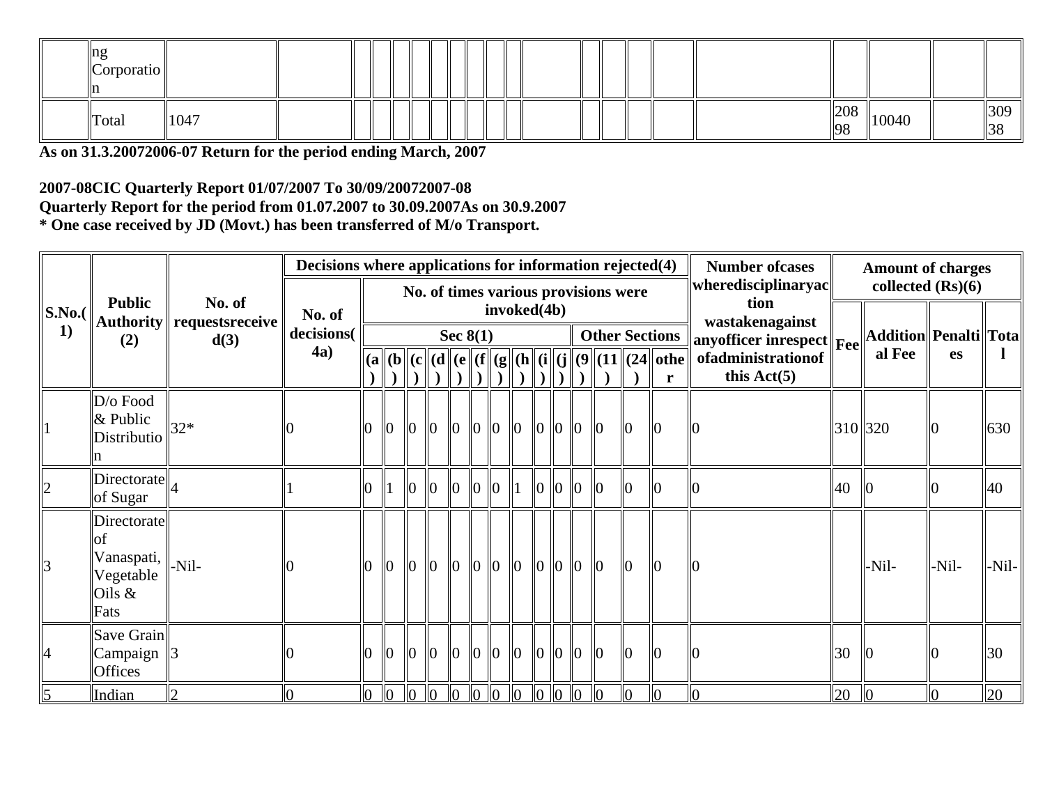| | | | | | | | | | | | | | | | | | | | | | |
|---|---|---|---|---|---|---|---|---|---|---|---|---|---|---|---|---|---|---|---|---|---|
| | ng Corporation | | | | | | | | | | | | | | | | | | | | |
| | Total | 1047 | | | | | | | | | | | | | | | | 20898 | 10040 | | 30938 |

**As on 31.3.20072006-07 Return for the period ending March, 2007**

**2007-08CIC Quarterly Report 01/07/2007 To 30/09/20072007-08**
**Quarterly Report for the period from 01.07.2007 to 30.09.2007As on 30.9.2007**
**\* One case received by JD (Movt.) has been transferred of M/o Transport.**

| S.No.(1) | Public Authority (2) | No. of requestsreceived(3) | Decisions where applications for information rejected(4) | | | | | | | | | | | | | | | Number ofcases wheredisciplinaryaction wastakenagainst anyofficer inrespect ofadministrationof this Act(5) | Amount of charges collected (Rs)(6) | | | |
|---|---|---|---|---|---|---|---|---|---|---|---|---|---|---|---|---|---|---|---|---|---|---|
| | | | No. of decisions(4a) | No. of times various provisions were invoked(4b) | | | | | | | | | | | | | | | Fee | Additional Fee | Penalties | Total |
| | | | | Sec 8(1) | | | | | | | | | | Other Sections | | | | | | | | |
| | | | | (a) | (b) | (c) | (d) | (e) | (f) | (g) | (h) | (i) | (j) | (9) | (11) | (24) | other | | | | | |
| 1 | D/o Food & Public Distribution | 32* | 0 | 0 | 0 | 0 | 0 | 0 | 0 | 0 | 0 | 0 | 0 | 0 | 0 | 0 | 0 | 0 | 310 | 320 | 0 | 630 |
| 2 | Directorate of Sugar | 4 | 1 | 0 | 1 | 0 | 0 | 0 | 0 | 0 | 1 | 0 | 0 | 0 | 0 | 0 | 0 | 0 | 40 | 0 | 0 | 40 |
| 3 | Directorate of Vanaspati, Vegetable Oils & Fats | -Nil- | 0 | 0 | 0 | 0 | 0 | 0 | 0 | 0 | 0 | 0 | 0 | 0 | 0 | 0 | 0 | 0 | | -Nil- | -Nil- | -Nil- |
| 4 | Save Grain Campaign Offices | 3 | 0 | 0 | 0 | 0 | 0 | 0 | 0 | 0 | 0 | 0 | 0 | 0 | 0 | 0 | 0 | 0 | 30 | 0 | 0 | 30 |
| 5 | Indian | 2 | 0 | 0 | 0 | 0 | 0 | 0 | 0 | 0 | 0 | 0 | 0 | 0 | 0 | 0 | 0 | 0 | 20 | 0 | 0 | 20 |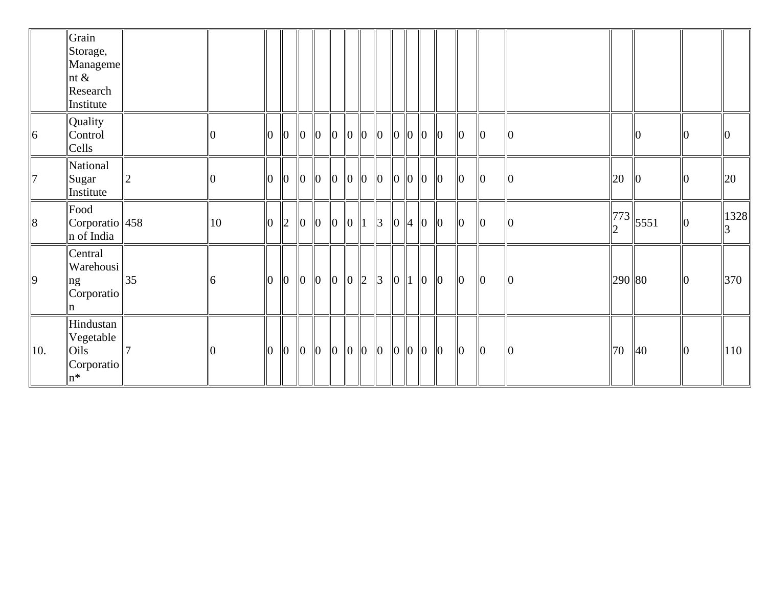| | | | | | | | | | | | | | | | | | | | | | | |
|---|---|---|---|---|---|---|---|---|---|---|---|---|---|---|---|---|---|---|---|---|---|---|
| | Grain Storage, Management & Research Institute | | | | | | | | | | | | | | | | | | | | | |
| 6 | Quality Control Cells | | 0 | 0 | 0 | 0 | 0 | 0 | 0 | 0 | 0 | 0 | 0 | 0 | 0 | 0 | 0 | 0 | | 0 | 0 | 0 |
| 7 | National Sugar Institute | 2 | 0 | 0 | 0 | 0 | 0 | 0 | 0 | 0 | 0 | 0 | 0 | 0 | 0 | 0 | 0 | 0 | 20 | 0 | 0 | 20 |
| 8 | Food Corporation of India | 458 | 10 | 0 | 2 | 0 | 0 | 0 | 0 | 1 | 3 | 0 | 4 | 0 | 0 | 0 | 0 | 0 | 7732 | 5551 | 0 | 13283 |
| 9 | Central Warehousing Corporation | 35 | 6 | 0 | 0 | 0 | 0 | 0 | 0 | 2 | 3 | 0 | 1 | 0 | 0 | 0 | 0 | 0 | 290 | 80 | 0 | 370 |
| 10. | Hindustan Vegetable Oils Corporation* | 7 | 0 | 0 | 0 | 0 | 0 | 0 | 0 | 0 | 0 | 0 | 0 | 0 | 0 | 0 | 0 | 0 | 70 | 40 | 0 | 110 |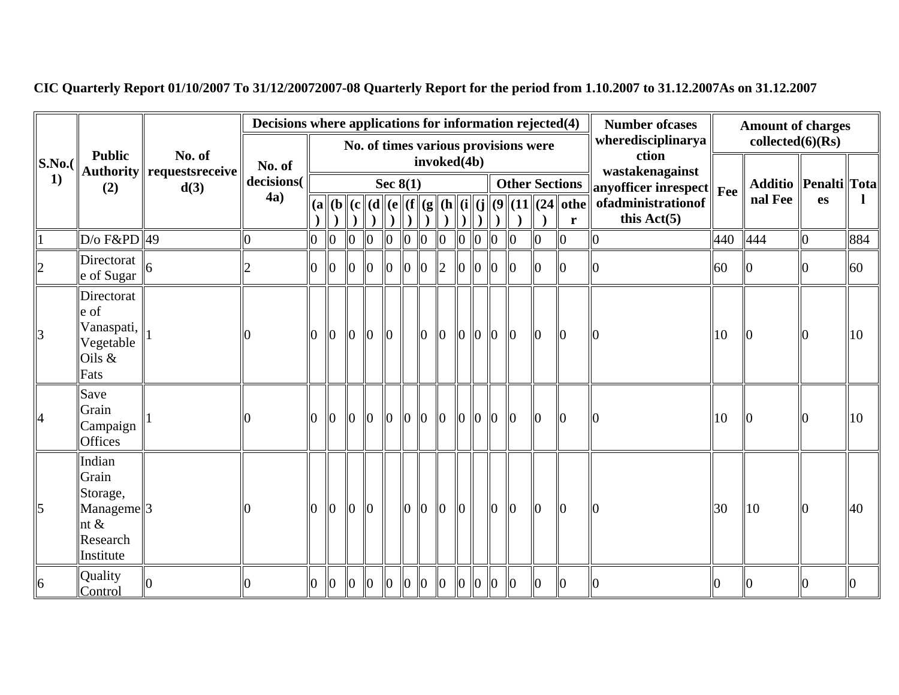**CIC Quarterly Report 01/10/2007 To 31/12/20072007-08 Quarterly Report for the period from 1.10.2007 to 31.12.2007As on 31.12.2007**

| S.No.(1) | Public Authority (2) | No. of requestsreceived(3) | Decisions where applications for information rejected(4) | | | | | | | | | | | | | | | Number ofcases wheredisciplinaryaction wastakenagainst anyofficer inrespect ofadministrationof this Act(5) | Amount of charges collected(6)(Rs) | | | |
|---|---|---|---|---|---|---|---|---|---|---|---|---|---|---|---|---|---|---|---|---|---|---|
| | | | No. of decisions(4a) | No. of times various provisions were invoked(4b) | | | | | | | | | | | | | | | Fee | Additional Fee | Penalties | Total |
| | | | | Sec 8(1) | | | | | | | | | | Other Sections | | | | | | | | |
| | | | | (a) | (b) | (c) | (d) | (e) | (f) | (g) | (h) | (i) | (j) | (9) | (11) | (24) | other | | | | | |
| 1 | D/o F&PD | 49 | 0 | 0 | 0 | 0 | 0 | 0 | 0 | 0 | 0 | 0 | 0 | 0 | 0 | 0 | 0 | 0 | 440 | 444 | 0 | 884 |
| 2 | Directorate of Sugar | 6 | 2 | 0 | 0 | 0 | 0 | 0 | 0 | 0 | 2 | 0 | 0 | 0 | 0 | 0 | 0 | 0 | 60 | 0 | 0 | 60 |
| 3 | Directorate of Vanaspati, Vegetable Oils & Fats | 1 | 0 | 0 | 0 | 0 | 0 | 0 | | 0 | 0 | 0 | 0 | 0 | 0 | 0 | 0 | 0 | 10 | 0 | 0 | 10 |
| 4 | Save Grain Campaign Offices | 1 | 0 | 0 | 0 | 0 | 0 | 0 | 0 | 0 | 0 | 0 | 0 | 0 | 0 | 0 | 0 | 0 | 10 | 0 | 0 | 10 |
| 5 | Indian Grain Storage, Management & Research Institute | 3 | 0 | 0 | 0 | 0 | 0 | | 0 | 0 | 0 | 0 | | 0 | 0 | 0 | 0 | 0 | 30 | 10 | 0 | 40 |
| 6 | Quality Control | 0 | 0 | 0 | 0 | 0 | 0 | 0 | 0 | 0 | 0 | 0 | 0 | 0 | 0 | 0 | 0 | 0 | 0 | 0 | 0 | 0 |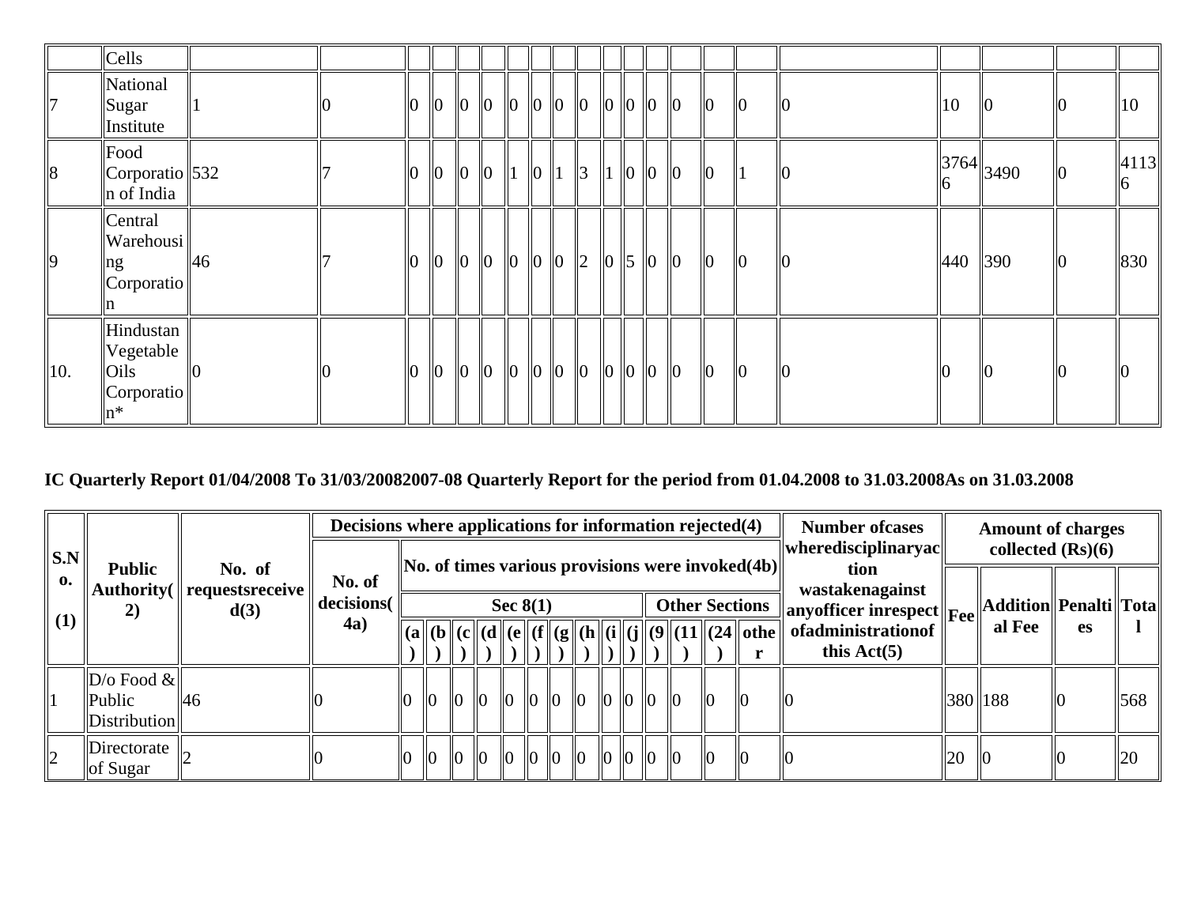| | Cells | | | | | | | | | | | | | | | | | | | | | | |
|---|---|---|---|---|---|---|---|---|---|---|---|---|---|---|---|---|---|---|---|---|---|---|---|
| 7 | National Sugar Institute | 1 | 0 | 0 | 0 | 0 | 0 | 0 | 0 | 0 | 0 | 0 | 0 | 0 | 0 | 0 | 0 | 0 | 10 | 0 | 0 | 10 |
| 8 | Food Corporation of India | 532 | 7 | 0 | 0 | 0 | 0 | 1 | 0 | 1 | 3 | 1 | 0 | 0 | 0 | 0 | 1 | 0 | 37646 | 3490 | 0 | 41136 |
| 9 | Central Warehousing Corporation | 46 | 7 | 0 | 0 | 0 | 0 | 0 | 0 | 0 | 2 | 0 | 5 | 0 | 0 | 0 | 0 | 0 | 440 | 390 | 0 | 830 |
| 10. | Hindustan Vegetable Oils Corporation* | 0 | 0 | 0 | 0 | 0 | 0 | 0 | 0 | 0 | 0 | 0 | 0 | 0 | 0 | 0 | 0 | 0 | 0 | 0 | 0 | 0 |

**IC Quarterly Report 01/04/2008 To 31/03/20082007-08 Quarterly Report for the period from 01.04.2008 to 31.03.2008As on 31.03.2008**

| S.No. (1) | Public Authority(2) | No. of requestsreceived(3) | Decisions where applications for information rejected(4) | | | | | | | | | | | | | | | Number ofcases wheredisciplinaryaction wastakenagainst anyofficer inrespect ofadministrationof this Act(5) | Amount of charges collected (Rs)(6) | | | |
|---|---|---|---|---|---|---|---|---|---|---|---|---|---|---|---|---|---|---|---|---|---|---|
| | | | No. of decisions(4a) | No. of times various provisions were invoked(4b) | | | | | | | | | | | | | | | Fee | Additional Fee | Penalties | Total |
| | | | | Sec 8(1) | | | | | | | | | | Other Sections | | | | | | | | |
| | | | | (a) | (b) | (c) | (d) | (e) | (f) | (g) | (h) | (i) | (j) | (9) | (11) | (24) | other | | | | | |
| 1 | D/o Food & Public Distribution | 46 | 0 | 0 | 0 | 0 | 0 | 0 | 0 | 0 | 0 | 0 | 0 | 0 | 0 | 0 | 0 | 0 | 380 | 188 | 0 | 568 |
| 2 | Directorate of Sugar | 2 | 0 | 0 | 0 | 0 | 0 | 0 | 0 | 0 | 0 | 0 | 0 | 0 | 0 | 0 | 0 | 0 | 20 | 0 | 0 | 20 |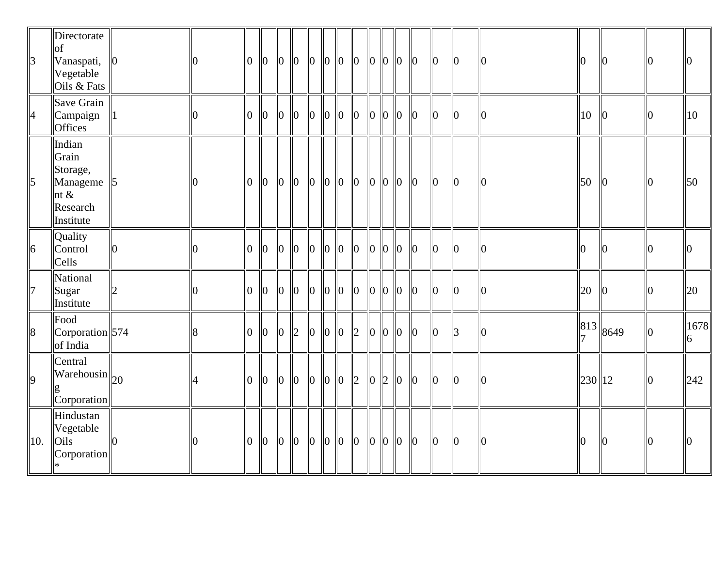| | | | | | | | | | | | | | | | | | | | | | | |
|---|---|---|---|---|---|---|---|---|---|---|---|---|---|---|---|---|---|---|---|---|---|---|
| 3 | Directorate of Vanaspati, Vegetable Oils & Fats | 0 | 0 | 0 | 0 | 0 | 0 | 0 | 0 | 0 | 0 | 0 | 0 | 0 | 0 | 0 | 0 | 0 | 0 | 0 | 0 | 0 |
| 4 | Save Grain Campaign Offices | 1 | 0 | 0 | 0 | 0 | 0 | 0 | 0 | 0 | 0 | 0 | 0 | 0 | 0 | 0 | 0 | 0 | 10 | 0 | 0 | 10 |
| 5 | Indian Grain Storage, Management & Research Institute | 5 | 0 | 0 | 0 | 0 | 0 | 0 | 0 | 0 | 0 | 0 | 0 | 0 | 0 | 0 | 0 | 0 | 50 | 0 | 0 | 50 |
| 6 | Quality Control Cells | 0 | 0 | 0 | 0 | 0 | 0 | 0 | 0 | 0 | 0 | 0 | 0 | 0 | 0 | 0 | 0 | 0 | 0 | 0 | 0 | 0 |
| 7 | National Sugar Institute | 2 | 0 | 0 | 0 | 0 | 0 | 0 | 0 | 0 | 0 | 0 | 0 | 0 | 0 | 0 | 0 | 0 | 20 | 0 | 0 | 20 |
| 8 | Food Corporation of India | 574 | 8 | 0 | 0 | 0 | 2 | 0 | 0 | 0 | 2 | 0 | 0 | 0 | 0 | 0 | 3 | 0 | 8137 | 8649 | 0 | 16786 |
| 9 | Central Warehousing Corporation | 20 | 4 | 0 | 0 | 0 | 0 | 0 | 0 | 0 | 2 | 0 | 2 | 0 | 0 | 0 | 0 | 0 | 230 | 12 | 0 | 242 |
| 10. | Hindustan Vegetable Oils Corporation * | 0 | 0 | 0 | 0 | 0 | 0 | 0 | 0 | 0 | 0 | 0 | 0 | 0 | 0 | 0 | 0 | 0 | 0 | 0 | 0 | 0 |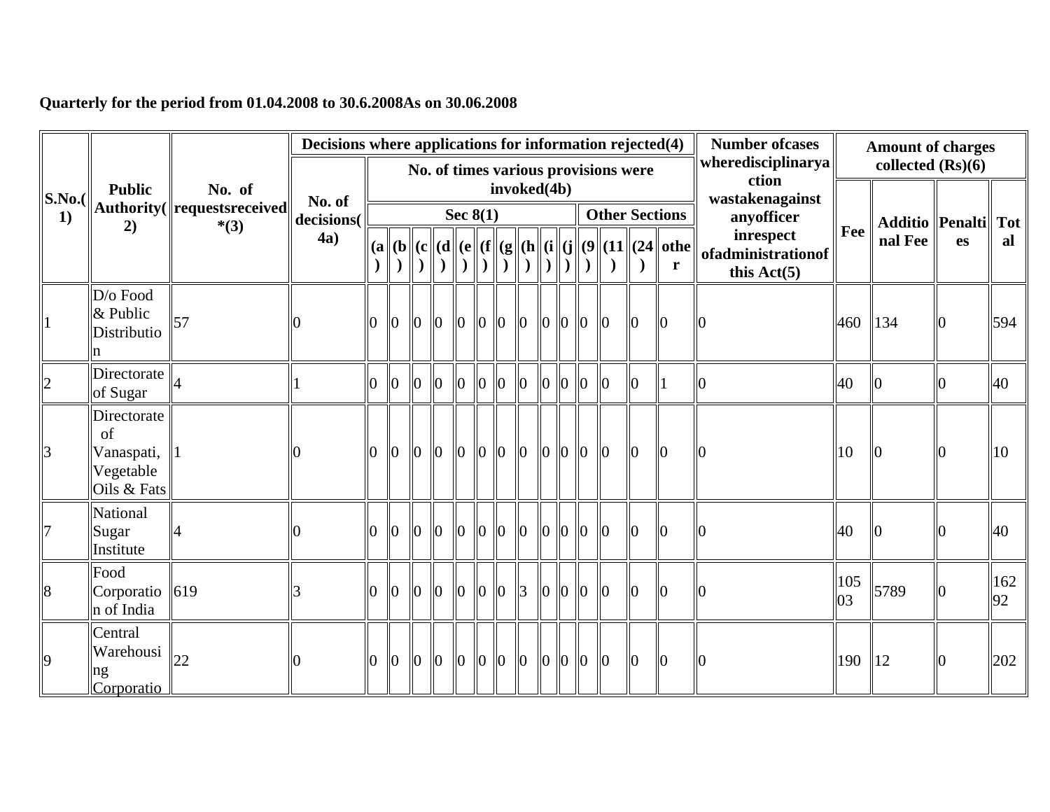**Quarterly for the period from 01.04.2008 to 30.6.2008As on 30.06.2008**

| S.No.(1) | Public Authority(2) | No. of requestsreceived *(3) | Decisions where applications for information rejected(4) | | | | | | | | | | | | | | | Number ofcases wheredisciplinaryaction wastakenagainst anyofficer inrespect ofadministrationof this Act(5) | Amount of charges collected (Rs)(6) | | | |
|---|---|---|---|---|---|---|---|---|---|---|---|---|---|---|---|---|---|---|---|---|---|---|
| | | | No. of decisions(4a) | No. of times various provisions were invoked(4b) | | | | | | | | | | | | | | | Fee | Additional Fee | Penalties | Total |
| | | | | Sec 8(1) | | | | | | | | | | Other Sections | | | | | | | | |
| | | | | (a) | (b) | (c) | (d) | (e) | (f) | (g) | (h) | (i) | (j) | (9) | (11) | (24) | other | | | | | |
| 1 | D/o Food & Public Distribution | 57 | 0 | 0 | 0 | 0 | 0 | 0 | 0 | 0 | 0 | 0 | 0 | 0 | 0 | 0 | 0 | 0 | 460 | 134 | 0 | 594 |
| 2 | Directorate of Sugar | 4 | 1 | 0 | 0 | 0 | 0 | 0 | 0 | 0 | 0 | 0 | 0 | 0 | 0 | 0 | 1 | 0 | 40 | 0 | 0 | 40 |
| 3 | Directorate of Vanaspati, Vegetable Oils & Fats | 1 | 0 | 0 | 0 | 0 | 0 | 0 | 0 | 0 | 0 | 0 | 0 | 0 | 0 | 0 | 0 | 0 | 10 | 0 | 0 | 10 |
| 7 | National Sugar Institute | 4 | 0 | 0 | 0 | 0 | 0 | 0 | 0 | 0 | 0 | 0 | 0 | 0 | 0 | 0 | 0 | 0 | 40 | 0 | 0 | 40 |
| 8 | Food Corporation of India | 619 | 3 | 0 | 0 | 0 | 0 | 0 | 0 | 0 | 3 | 0 | 0 | 0 | 0 | 0 | 0 | 0 | 10503 | 5789 | 0 | 16292 |
| 9 | Central Warehousing Corporatio | 22 | 0 | 0 | 0 | 0 | 0 | 0 | 0 | 0 | 0 | 0 | 0 | 0 | 0 | 0 | 0 | 0 | 190 | 12 | 0 | 202 |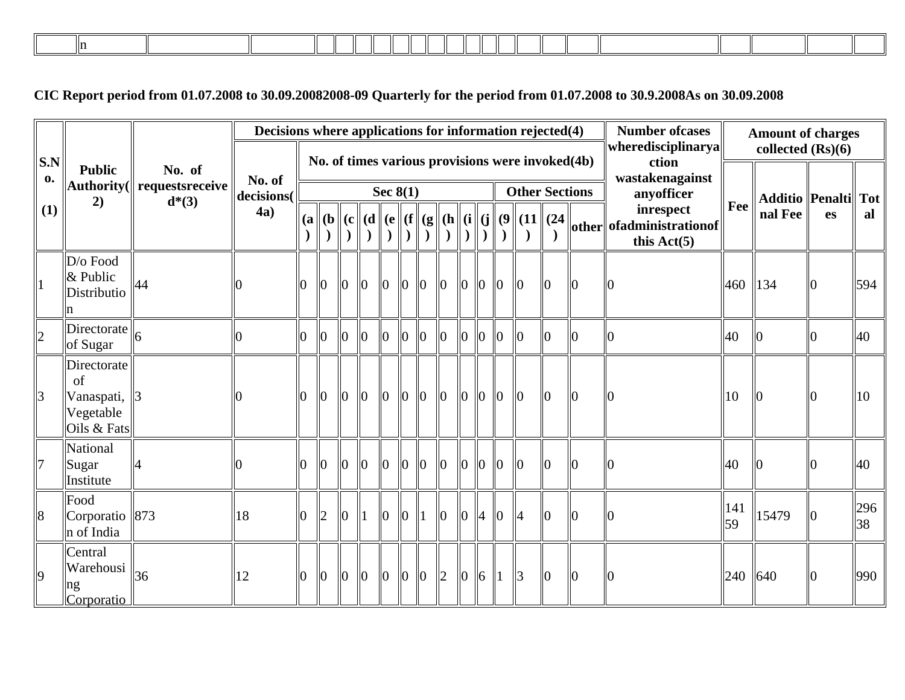| | n | | | | | | | | | | | | | | | | | | | | |
|---|---|---|---|---|---|---|---|---|---|---|---|---|---|---|---|---|---|---|---|---|---|

**CIC Report period from 01.07.2008 to 30.09.20082008-09 Quarterly for the period from 01.07.2008 to 30.9.2008As on 30.09.2008**

| S.No. (1) | Public Authority(2) | No. of requestsreceived*(3) | Decisions where applications for information rejected(4) | | | | | | | | | | | | | | | Number ofcases wheredisciplinaryaction wastakenagainst anyofficer inrespect ofadministrationof this Act(5) | Amount of charges collected (Rs)(6) | | | |
|---|---|---|---|---|---|---|---|---|---|---|---|---|---|---|---|---|---|---|---|---|---|---|
| | | | No. of decisions(4a) | No. of times various provisions were invoked(4b) | | | | | | | | | | | | | | | Fee | Additional Fee | Penalties | Total |
| | | | | Sec 8(1) | | | | | | | | | | Other Sections | | | | | | | | |
| | | | | (a) | (b) | (c) | (d) | (e) | (f) | (g) | (h) | (i) | (j) | (9) | (11) | (24) | other | | | | | |
| 1 | D/o Food & Public Distribution | 44 | 0 | 0 | 0 | 0 | 0 | 0 | 0 | 0 | 0 | 0 | 0 | 0 | 0 | 0 | 0 | 0 | 460 | 134 | 0 | 594 |
| 2 | Directorate of Sugar | 6 | 0 | 0 | 0 | 0 | 0 | 0 | 0 | 0 | 0 | 0 | 0 | 0 | 0 | 0 | 0 | 0 | 40 | 0 | 0 | 40 |
| 3 | Directorate of Vanaspati, Vegetable Oils & Fats | 3 | 0 | 0 | 0 | 0 | 0 | 0 | 0 | 0 | 0 | 0 | 0 | 0 | 0 | 0 | 0 | 0 | 10 | 0 | 0 | 10 |
| 7 | National Sugar Institute | 4 | 0 | 0 | 0 | 0 | 0 | 0 | 0 | 0 | 0 | 0 | 0 | 0 | 0 | 0 | 0 | 0 | 40 | 0 | 0 | 40 |
| 8 | Food Corporation of India | 873 | 18 | 0 | 2 | 0 | 1 | 0 | 0 | 1 | 0 | 0 | 4 | 0 | 4 | 0 | 0 | 0 | 14159 | 15479 | 0 | 29638 |
| 9 | Central Warehousing Corporatio | 36 | 12 | 0 | 0 | 0 | 0 | 0 | 0 | 0 | 2 | 0 | 6 | 1 | 3 | 0 | 0 | 0 | 240 | 640 | 0 | 990 |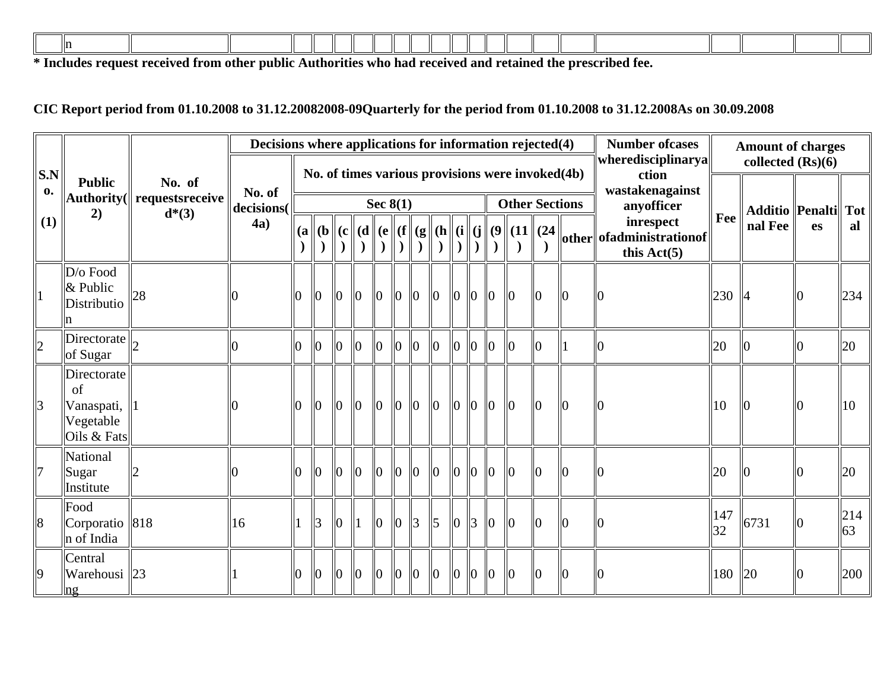| | n | | | | | | | | | | | | | | | | | | | | | |
|---|---|---|---|---|---|---|---|---|---|---|---|---|---|---|---|---|---|---|---|---|---|---|

**\* Includes request received from other public Authorities who had received and retained the prescribed fee.**

**CIC Report period from 01.10.2008 to 31.12.20082008-09Quarterly for the period from 01.10.2008 to 31.12.2008As on 30.09.2008**

| S.No. (1) | Public Authority(2) | No. of requestsreceived*(3) | Decisions where applications for information rejected(4) | | | | | | | | | | | | | | | | Number ofcases wheredisciplinaryaction wastakenagainst anyofficer inrespect ofadministrationof this Act(5) | Amount of charges collected (Rs)(6) | | | |
|---|---|---|---|---|---|---|---|---|---|---|---|---|---|---|---|---|---|---|---|---|---|---|---|
| | | | No. of decisions(4a) | No. of times various provisions were invoked(4b) | | | | | | | | | | | | | | | | Fee | Additional Fee | Penalties | Total |
| | | | | Sec 8(1) | | | | | | | | | | Other Sections | | | | | | | | | |
| | | | | (a) | (b) | (c) | (d) | (e) | (f) | (g) | (h) | (i) | (j) | (9) | (11) | (24) | other | | | | | |
| 1 | D/o Food & Public Distribution | 28 | 0 | 0 | 0 | 0 | 0 | 0 | 0 | 0 | 0 | 0 | 0 | 0 | 0 | 0 | 0 | 0 | 230 | 4 | 0 | 234 |
| 2 | Directorate of Sugar | 2 | 0 | 0 | 0 | 0 | 0 | 0 | 0 | 0 | 0 | 0 | 0 | 0 | 0 | 0 | 1 | 0 | 20 | 0 | 0 | 20 |
| 3 | Directorate of Vanaspati, Vegetable Oils & Fats | 1 | 0 | 0 | 0 | 0 | 0 | 0 | 0 | 0 | 0 | 0 | 0 | 0 | 0 | 0 | 0 | 0 | 10 | 0 | 0 | 10 |
| 7 | National Sugar Institute | 2 | 0 | 0 | 0 | 0 | 0 | 0 | 0 | 0 | 0 | 0 | 0 | 0 | 0 | 0 | 0 | 0 | 20 | 0 | 0 | 20 |
| 8 | Food Corporation of India | 818 | 16 | 1 | 3 | 0 | 1 | 0 | 0 | 3 | 5 | 0 | 3 | 0 | 0 | 0 | 0 | 0 | 14732 | 6731 | 0 | 21463 |
| 9 | Central Warehousing | 23 | 1 | 0 | 0 | 0 | 0 | 0 | 0 | 0 | 0 | 0 | 0 | 0 | 0 | 0 | 0 | 0 | 180 | 20 | 0 | 200 |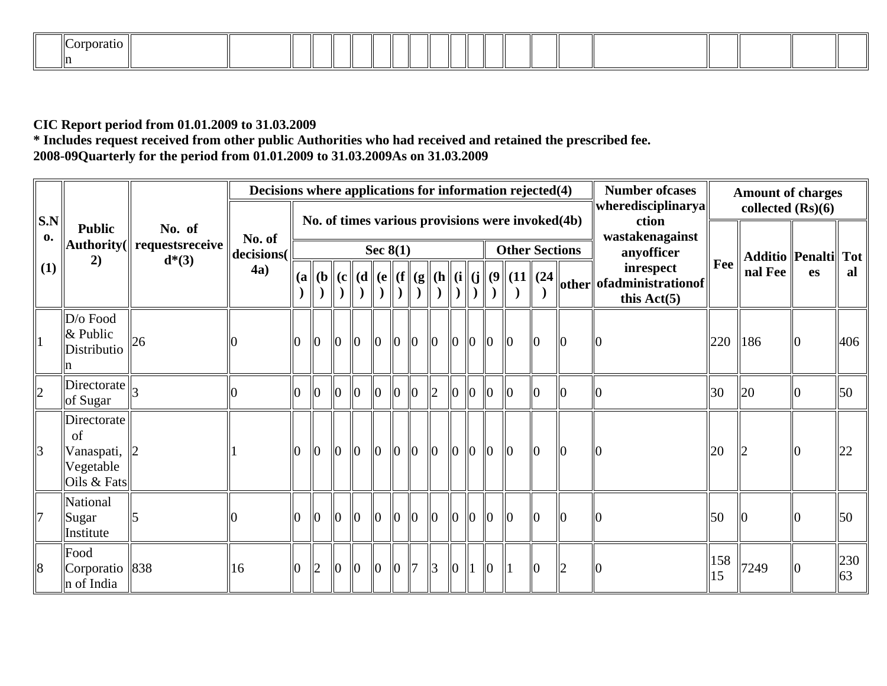| | Corporatio n | | | | | | | | | | | | | | | | | | | | | |
|---|---|---|---|---|---|---|---|---|---|---|---|---|---|---|---|---|---|---|---|---|---|---|

**CIC Report period from 01.01.2009 to 31.03.2009**
**\* Includes request received from other public Authorities who had received and retained the prescribed fee.**
**2008-09Quarterly for the period from 01.01.2009 to 31.03.2009As on 31.03.2009**

| S.No. (1) | Public Authority(2) | No. of requestsreceived*(3) | Decisions where applications for information rejected(4) | | | | | | | | | | | | | | | Number ofcases wheredisciplinaryaction wastakenagainst anyofficer inrespect ofadministrationof this Act(5) | Amount of charges collected (Rs)(6) | | | |
|---|---|---|---|---|---|---|---|---|---|---|---|---|---|---|---|---|---|---|---|---|---|---|
| | | | No. of decisions(4a) | No. of times various provisions were invoked(4b) | | | | | | | | | | | | | | | | | | |
| | | | | Sec 8(1) | | | | | | | | | | Other Sections | | | | | | | | |
| | | | | (a) | (b) | (c) | (d) | (e) | (f) | (g) | (h) | (i) | (j) | (9) | (11) | (24) | other | | Fee | Additional Fee | Penalties | Total |
| 1 | D/o Food & Public Distribution | 26 | 0 | 0 | 0 | 0 | 0 | 0 | 0 | 0 | 0 | 0 | 0 | 0 | 0 | 0 | 0 | 0 | 220 | 186 | 0 | 406 |
| 2 | Directorate of Sugar | 3 | 0 | 0 | 0 | 0 | 0 | 0 | 0 | 0 | 2 | 0 | 0 | 0 | 0 | 0 | 0 | 0 | 30 | 20 | 0 | 50 |
| 3 | Directorate of Vanaspati, Vegetable Oils & Fats | 2 | 1 | 0 | 0 | 0 | 0 | 0 | 0 | 0 | 0 | 0 | 0 | 0 | 0 | 0 | 0 | 0 | 20 | 2 | 0 | 22 |
| 7 | National Sugar Institute | 5 | 0 | 0 | 0 | 0 | 0 | 0 | 0 | 0 | 0 | 0 | 0 | 0 | 0 | 0 | 0 | 0 | 50 | 0 | 0 | 50 |
| 8 | Food Corporation of India | 838 | 16 | 0 | 2 | 0 | 0 | 0 | 0 | 7 | 3 | 0 | 1 | 0 | 1 | 0 | 2 | 0 | 15815 | 7249 | 0 | 23063 |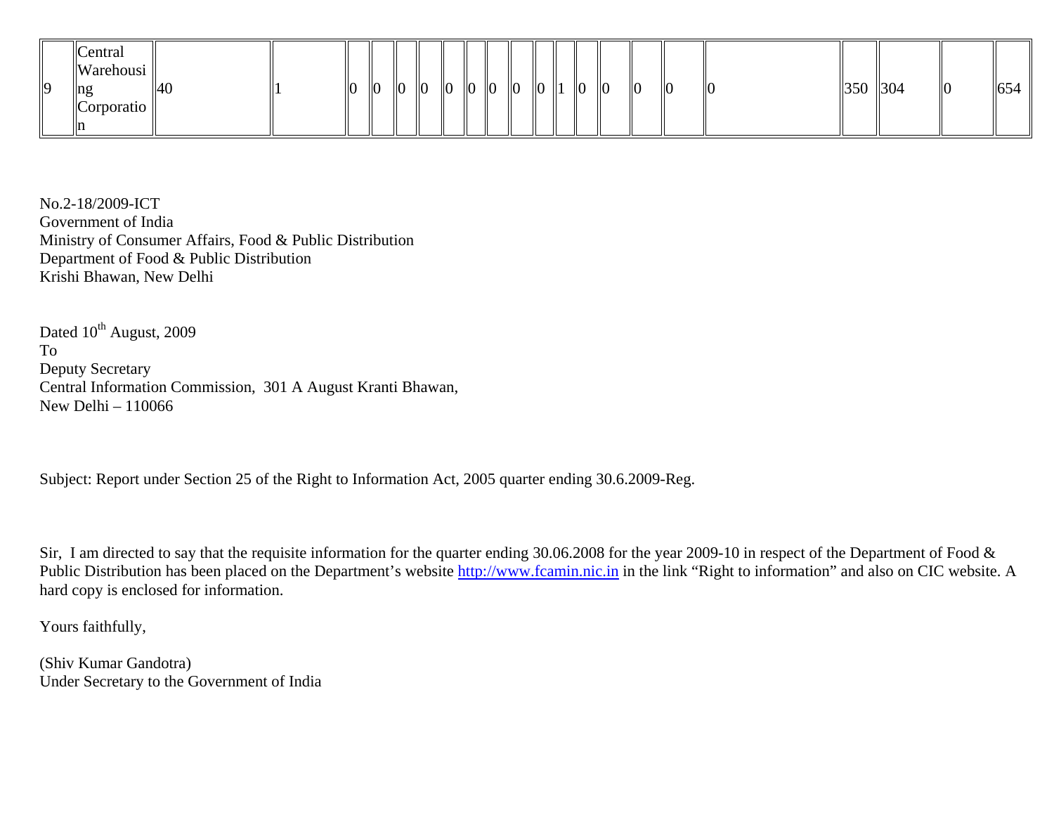| | | | | | | | | | | | | | | | | | | | | | | |
|---|---|---|---|---|---|---|---|---|---|---|---|---|---|---|---|---|---|---|---|---|---|---|
| 9 | Central Warehousing Corporation | 40 | 1 | 0 | 0 | 0 | 0 | 0 | 0 | 0 | 0 | 0 | 1 | 0 | 0 | 0 | 0 | 0 | 350 | 304 | 0 | 654 |

No.2-18/2009-ICT
Government of India
Ministry of Consumer Affairs, Food & Public Distribution
Department of Food & Public Distribution
Krishi Bhawan, New Delhi

Dated 10th August, 2009
To
Deputy Secretary
Central Information Commission, 301 A August Kranti Bhawan,
New Delhi – 110066

Subject: Report under Section 25 of the Right to Information Act, 2005 quarter ending 30.6.2009-Reg.

Sir, I am directed to say that the requisite information for the quarter ending 30.06.2008 for the year 2009-10 in respect of the Department of Food & Public Distribution has been placed on the Department's website http://www.fcamin.nic.in in the link "Right to information" and also on CIC website. A hard copy is enclosed for information.

Yours faithfully,

(Shiv Kumar Gandotra)
Under Secretary to the Government of India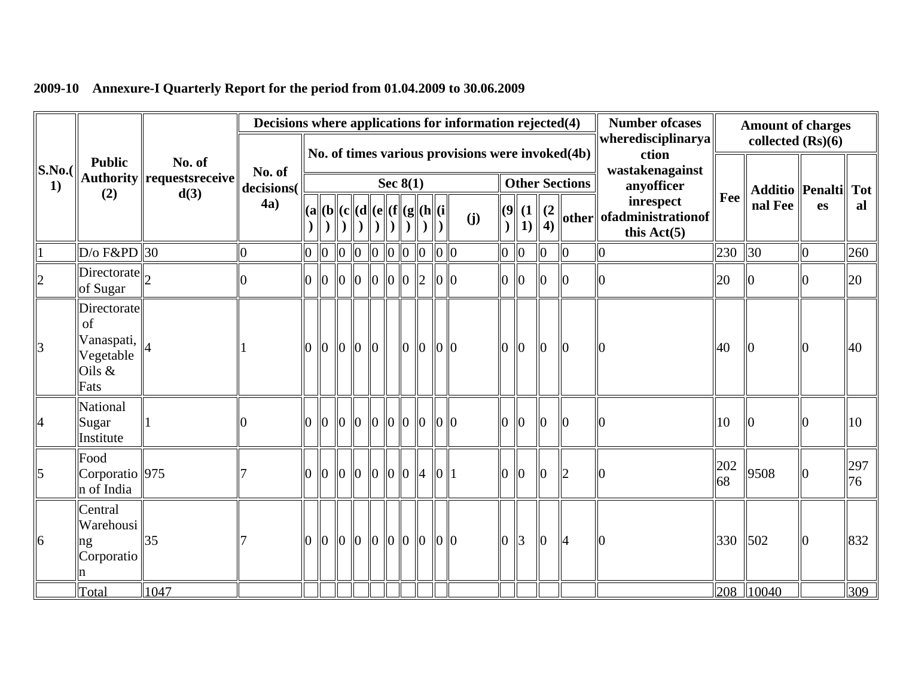**2009-10 Annexure-I Quarterly Report for the period from 01.04.2009 to 30.06.2009**

| S.No.(1) | Public Authority (2) | No. of requestsreceived(3) | Decisions where applications for information rejected(4) | | | | | | | | | | | | | | | | Number ofcases wheredisciplinaryaction wastakenagainst anyofficer inrespect ofadministrationof this Act(5) | Amount of charges collected (Rs)(6) | | | |
|---|---|---|---|---|---|---|---|---|---|---|---|---|---|---|---|---|---|---|---|---|---|---|---|
| | | | No. of decisions(4a) | No. of times various provisions were invoked(4b) | | | | | | | | | | | | | | | | Fee | Additional Fee | Penalties | Total |
| | | | | Sec 8(1) | | | | | | | | | | Other Sections | | | | | | | | | |
| | | | | (a) | (b) | (c) | (d) | (e) | (f) | (g) | (h) | (i) | (j) | (9) | (11) | (24) | other | | | | | |
| 1 | D/o F&PD | 30 | 0 | 0 | 0 | 0 | 0 | 0 | 0 | 0 | 0 | 0 | 0 | 0 | 0 | 0 | 0 | 0 | 230 | 30 | 0 | 260 |
| 2 | Directorate of Sugar | 2 | 0 | 0 | 0 | 0 | 0 | 0 | 0 | 0 | 2 | 0 | 0 | 0 | 0 | 0 | 0 | 0 | 20 | 0 | 0 | 20 |
| 3 | Directorate of Vanaspati, Vegetable Oils & Fats | 4 | 1 | 0 | 0 | 0 | 0 | 0 | | 0 | 0 | 0 | 0 | 0 | 0 | 0 | 0 | 0 | 40 | 0 | 0 | 40 |
| 4 | National Sugar Institute | 1 | 0 | 0 | 0 | 0 | 0 | 0 | 0 | 0 | 0 | 0 | 0 | 0 | 0 | 0 | 0 | 0 | 10 | 0 | 0 | 10 |
| 5 | Food Corporation of India | 975 | 7 | 0 | 0 | 0 | 0 | 0 | 0 | 0 | 4 | 0 | 1 | 0 | 0 | 0 | 2 | 0 | 20268 | 9508 | 0 | 29776 |
| 6 | Central Warehousing Corporation | 35 | 7 | 0 | 0 | 0 | 0 | 0 | 0 | 0 | 0 | 0 | 0 | 0 | 3 | 0 | 4 | 0 | 330 | 502 | 0 | 832 |
| | Total | 1047 | | | | | | | | | | | | | | | | | 208 | 10040 | | 309 |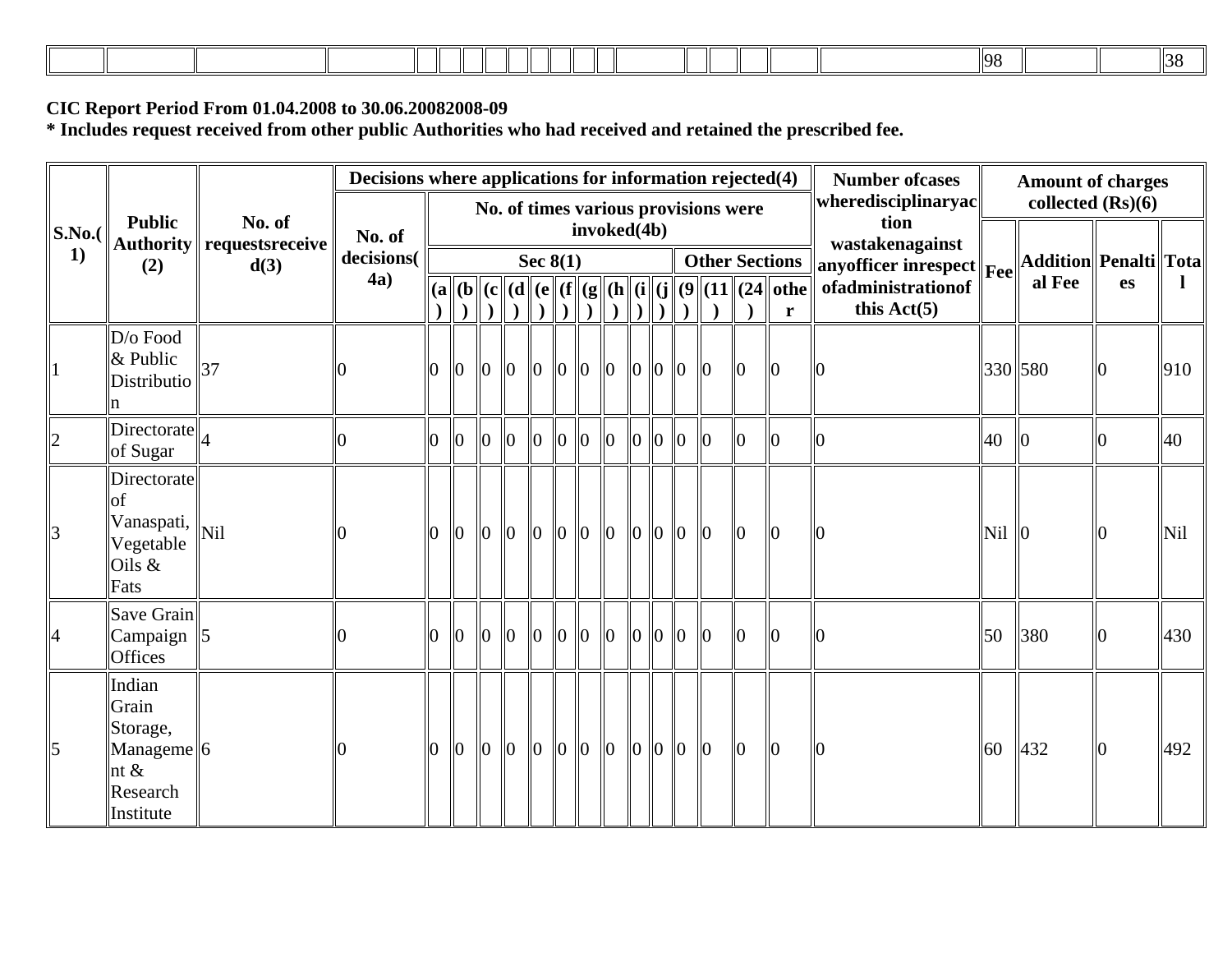| | | | | | | | | | | | | | | | | | | | 98 | | | 38 |
|---|---|---|---|---|---|---|---|---|---|---|---|---|---|---|---|---|---|---|---|---|---|---|

**CIC Report Period From 01.04.2008 to 30.06.20082008-09**
**\* Includes request received from other public Authorities who had received and retained the prescribed fee.**

| S.No.(1) | Public Authority (2) | No. of requestsreceived(3) | Decisions where applications for information rejected(4) | | | | | | | | | | | | | | | Number ofcases wheredisciplinaryaction wastakenagainst anyofficer inrespect ofadministrationof this Act(5) | Amount of charges collected (Rs)(6) | | | |
|---|---|---|---|---|---|---|---|---|---|---|---|---|---|---|---|---|---|---|---|---|---|---|
| | | | No. of decisions(4a) | No. of times various provisions were invoked(4b) | | | | | | | | | | | | | | | Fee | Additional Fee | Penalties | Total |
| | | | | Sec 8(1) | | | | | | | | | | Other Sections | | | | | | | | |
| | | | | (a) | (b) | (c) | (d) | (e) | (f) | (g) | (h) | (i) | (j) | (9) | (11) | (24) | other | | | | | |
| 1 | D/o Food & Public Distribution | 37 | 0 | 0 | 0 | 0 | 0 | 0 | 0 | 0 | 0 | 0 | 0 | 0 | 0 | 0 | 0 | 0 | 330 | 580 | 0 | 910 |
| 2 | Directorate of Sugar | 4 | 0 | 0 | 0 | 0 | 0 | 0 | 0 | 0 | 0 | 0 | 0 | 0 | 0 | 0 | 0 | 0 | 40 | 0 | 0 | 40 |
| 3 | Directorate of Vanaspati, Vegetable Oils & Fats | Nil | 0 | 0 | 0 | 0 | 0 | 0 | 0 | 0 | 0 | 0 | 0 | 0 | 0 | 0 | 0 | 0 | Nil | 0 | 0 | Nil |
| 4 | Save Grain Campaign Offices | 5 | 0 | 0 | 0 | 0 | 0 | 0 | 0 | 0 | 0 | 0 | 0 | 0 | 0 | 0 | 0 | 0 | 50 | 380 | 0 | 430 |
| 5 | Indian Grain Storage, Management & Research Institute | 6 | 0 | 0 | 0 | 0 | 0 | 0 | 0 | 0 | 0 | 0 | 0 | 0 | 0 | 0 | 0 | 0 | 60 | 432 | 0 | 492 |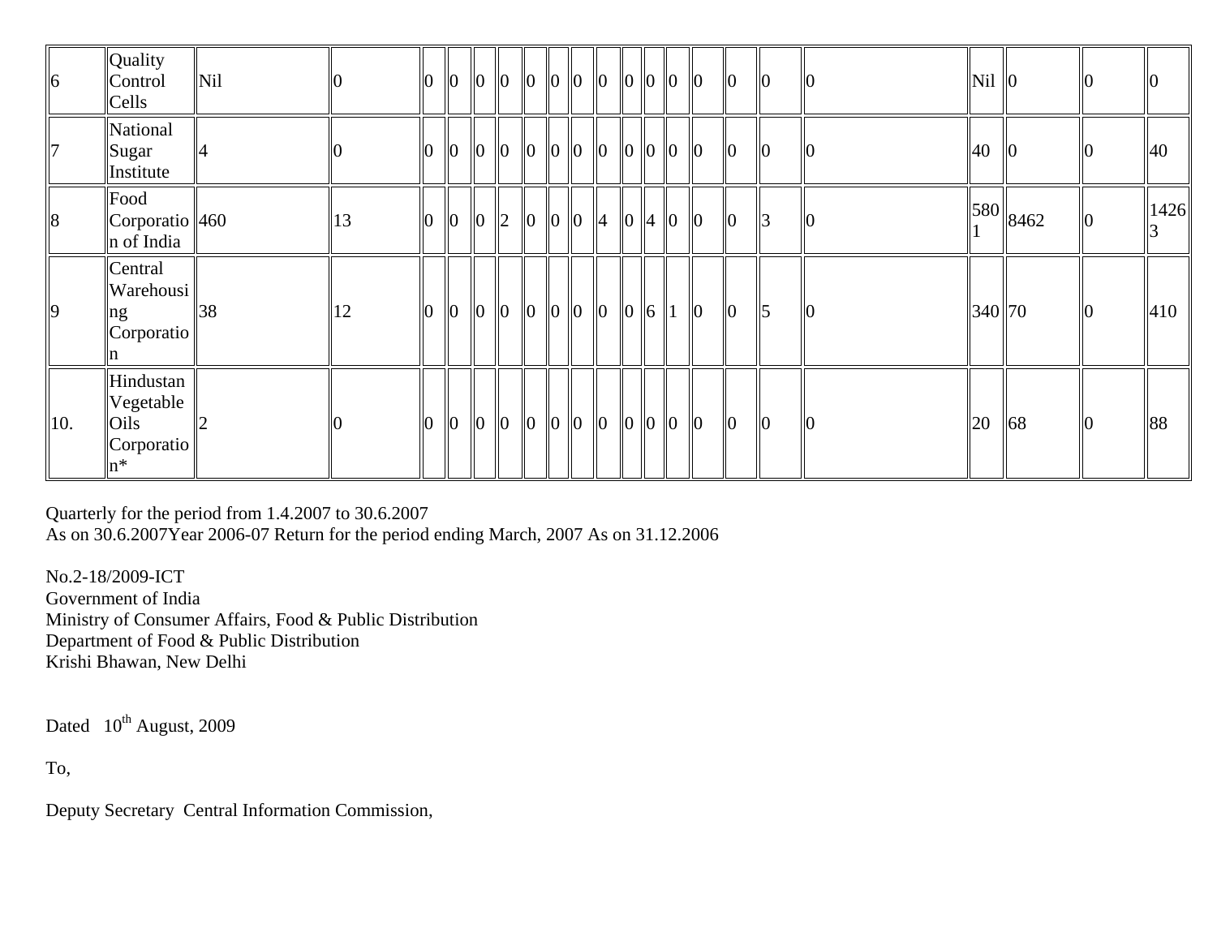| | | | | | | | | | | | | | | | | | | | | | | |
|---|---|---|---|---|---|---|---|---|---|---|---|---|---|---|---|---|---|---|---|---|---|---|
| 6 | Quality Control Cells | Nil | 0 | 0 | 0 | 0 | 0 | 0 | 0 | 0 | 0 | 0 | 0 | 0 | 0 | 0 | 0 | 0 | Nil | 0 | 0 | 0 |
| 7 | National Sugar Institute | 4 | 0 | 0 | 0 | 0 | 0 | 0 | 0 | 0 | 0 | 0 | 0 | 0 | 0 | 0 | 0 | 0 | 40 | 0 | 0 | 40 |
| 8 | Food Corporation of India | 460 | 13 | 0 | 0 | 0 | 2 | 0 | 0 | 0 | 4 | 0 | 4 | 0 | 0 | 0 | 3 | 0 | 5801 | 8462 | 0 | 14263 |
| 9 | Central Warehousing Corporation | 38 | 12 | 0 | 0 | 0 | 0 | 0 | 0 | 0 | 0 | 0 | 6 | 1 | 0 | 0 | 5 | 0 | 340 | 70 | 0 | 410 |
| 10. | Hindustan Vegetable Oils Corporation* | 2 | 0 | 0 | 0 | 0 | 0 | 0 | 0 | 0 | 0 | 0 | 0 | 0 | 0 | 0 | 0 | 0 | 20 | 68 | 0 | 88 |

Quarterly for the period from 1.4.2007 to 30.6.2007
As on 30.6.2007Year 2006-07 Return for the period ending March, 2007 As on 31.12.2006

No.2-18/2009-ICT
Government of India
Ministry of Consumer Affairs, Food & Public Distribution
Department of Food & Public Distribution
Krishi Bhawan, New Delhi

Dated 10th August, 2009

To,

Deputy Secretary Central Information Commission,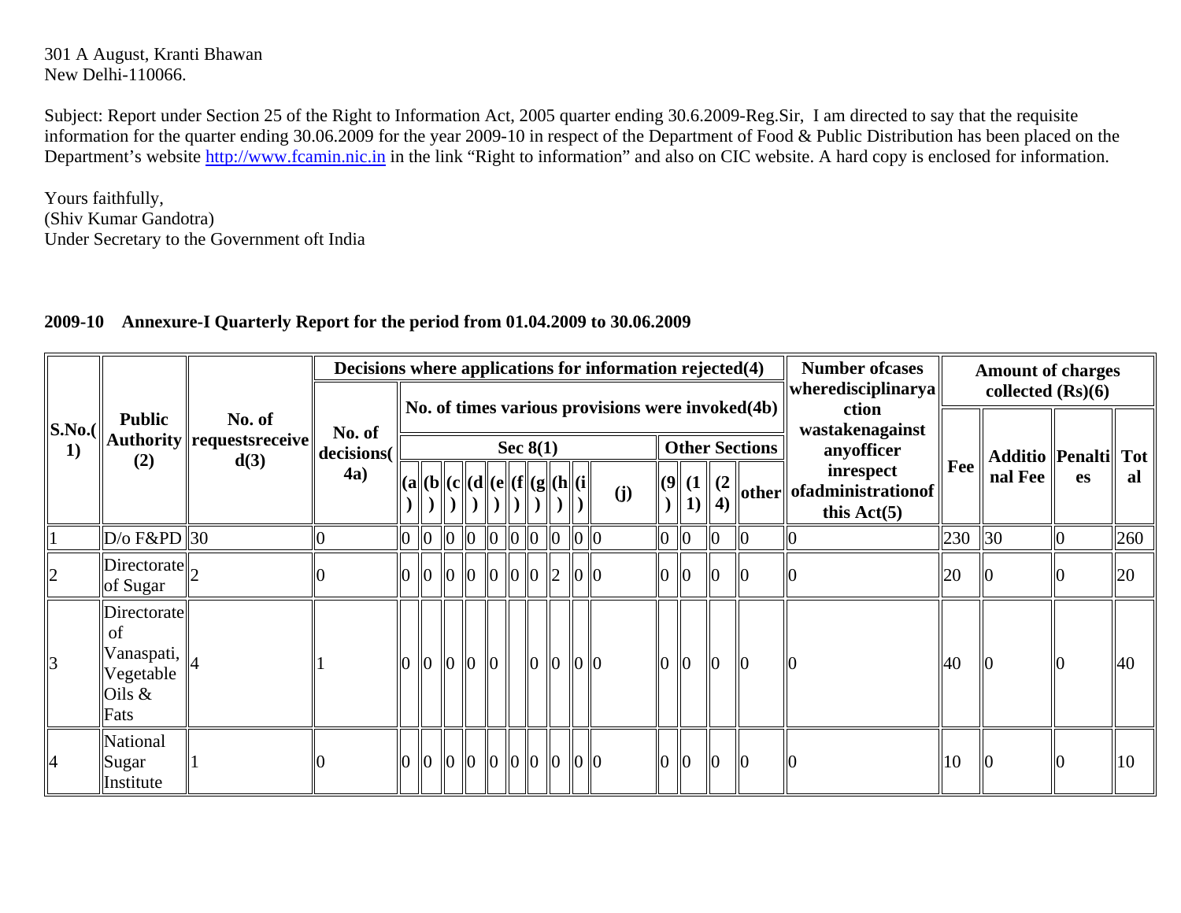301 A August, Kranti Bhawan
New Delhi-110066.

Subject: Report under Section 25 of the Right to Information Act, 2005 quarter ending 30.6.2009-Reg.Sir, I am directed to say that the requisite information for the quarter ending 30.06.2009 for the year 2009-10 in respect of the Department of Food & Public Distribution has been placed on the Department's website http://www.fcamin.nic.in in the link "Right to information" and also on CIC website. A hard copy is enclosed for information.

Yours faithfully,
(Shiv Kumar Gandotra)
Under Secretary to the Government oft India

**2009-10 Annexure-I Quarterly Report for the period from 01.04.2009 to 30.06.2009**

| S.No.(1) | Public Authority (2) | No. of requestsreceived(3) | Decisions where applications for information rejected(4) | | | | | | | | | | | | | | | Number ofcases wheredisciplinaryaction wastakenagainst anyofficer inrespect ofadministrationof this Act(5) | Amount of charges collected (Rs)(6) | | | |
|---|---|---|---|---|---|---|---|---|---|---|---|---|---|---|---|---|---|---|---|---|---|---|
| | | | No. of decisions(4a) | No. of times various provisions were invoked(4b) | | | | | | | | | | | | | | | Fee | Additional Fee | Penalties | Total |
| | | | | Sec 8(1) | | | | | | | | | | Other Sections | | | | | | | | |
| | | | | (a) | (b) | (c) | (d) | (e) | (f) | (g) | (h) | (i) | (j) | (9) | (11) | (24) | other | | | | | |
| 1 | D/o F&PD | 30 | 0 | 0 | 0 | 0 | 0 | 0 | 0 | 0 | 0 | 0 | 0 | 0 | 0 | 0 | 0 | 0 | 230 | 30 | 0 | 260 |
| 2 | Directorate of Sugar | 2 | 0 | 0 | 0 | 0 | 0 | 0 | 0 | 0 | 2 | 0 | 0 | 0 | 0 | 0 | 0 | 0 | 20 | 0 | 0 | 20 |
| 3 | Directorate of Vanaspati, Vegetable Oils & Fats | 4 | 1 | 0 | 0 | 0 | 0 | 0 | | 0 | 0 | 0 | 0 | 0 | 0 | 0 | 0 | 0 | 40 | 0 | 0 | 40 |
| 4 | National Sugar Institute | 1 | 0 | 0 | 0 | 0 | 0 | 0 | 0 | 0 | 0 | 0 | 0 | 0 | 0 | 0 | 0 | 0 | 10 | 0 | 0 | 10 |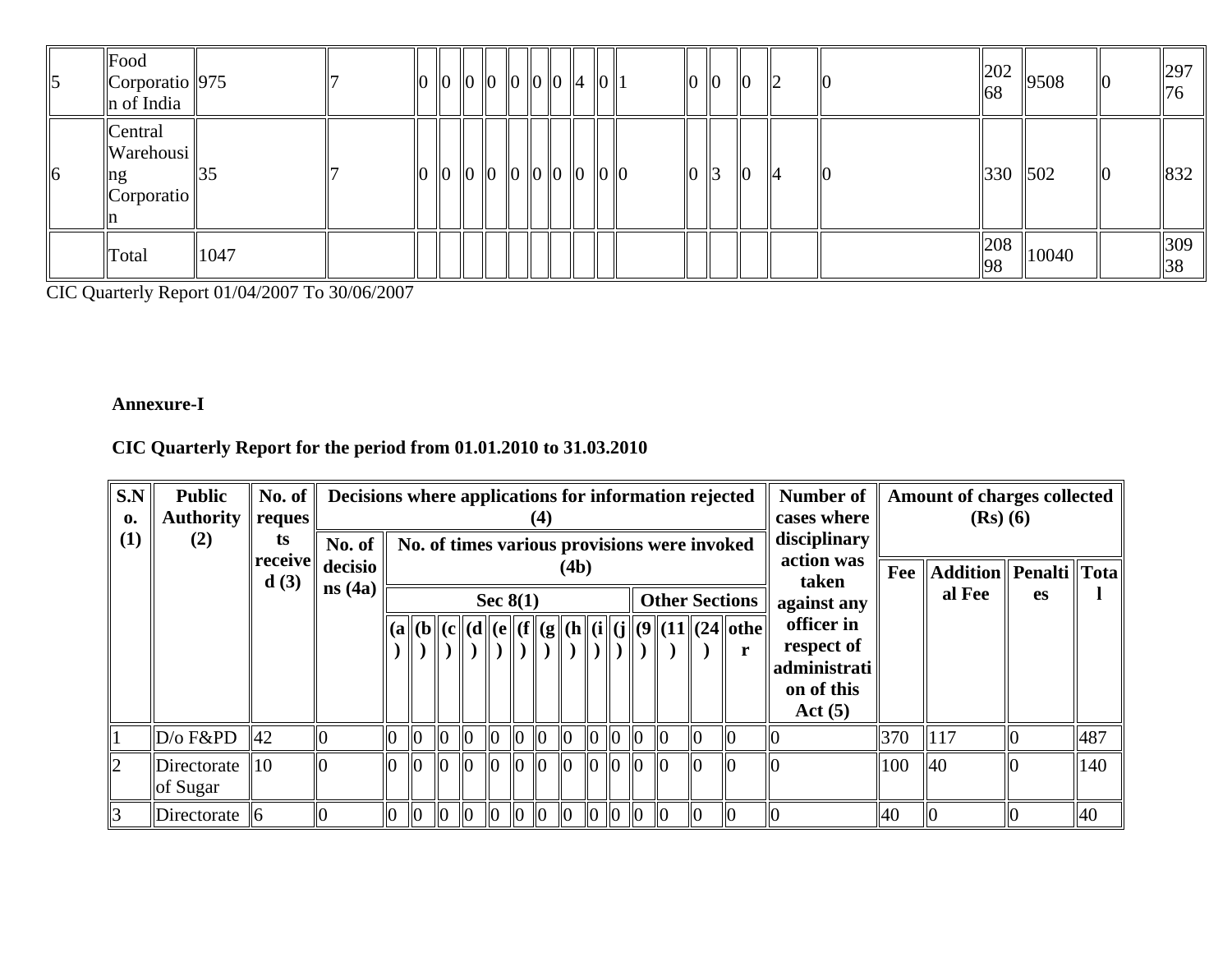| | | | | | | | | | | | | | | | | | | | | | | |
|---|---|---|---|---|---|---|---|---|---|---|---|---|---|---|---|---|---|---|---|---|---|---|
| 5 | Food Corporation of India | 975 | 7 | 0 | 0 | 0 | 0 | 0 | 0 | 0 | 4 | 0 | 1 | 0 | 0 | 0 | 2 | 0 | 20268 | 9508 | 0 | 29776 |
| 6 | Central Warehousing Corporation | 35 | 7 | 0 | 0 | 0 | 0 | 0 | 0 | 0 | 0 | 0 | 0 | 0 | 3 | 0 | 4 | 0 | 330 | 502 | 0 | 832 |
| | Total | 1047 | | | | | | | | | | | | | | | | | 20898 | 10040 | | 30938 |

CIC Quarterly Report 01/04/2007 To 30/06/2007

**Annexure-I**

**CIC Quarterly Report for the period from 01.01.2010 to 31.03.2010**

| S.No. (1) | Public Authority (2) | No. of requests received (3) | Decisions where applications for information rejected (4) | | | | | | | | | | | | | | | Number of cases where disciplinary action was taken against any officer in respect of administration of this Act (5) | Amount of charges collected (Rs) (6) | | | |
|---|---|---|---|---|---|---|---|---|---|---|---|---|---|---|---|---|---|---|---|---|---|---|
| | | | No. of decisions (4a) | No. of times various provisions were invoked (4b) | | | | | | | | | | | | | | | Fee | Additional Fee | Penalties | Total |
| | | | | Sec 8(1) | | | | | | | | | | Other Sections | | | | | | | | |
| | | | | (a) | (b) | (c) | (d) | (e) | (f) | (g) | (h) | (i) | (j) | (9) | (11) | (24) | other | | | | | |
| 1 | D/o F&PD | 42 | 0 | 0 | 0 | 0 | 0 | 0 | 0 | 0 | 0 | 0 | 0 | 0 | 0 | 0 | 0 | 0 | 370 | 117 | 0 | 487 |
| 2 | Directorate of Sugar | 10 | 0 | 0 | 0 | 0 | 0 | 0 | 0 | 0 | 0 | 0 | 0 | 0 | 0 | 0 | 0 | 0 | 100 | 40 | 0 | 140 |
| 3 | Directorate | 6 | 0 | 0 | 0 | 0 | 0 | 0 | 0 | 0 | 0 | 0 | 0 | 0 | 0 | 0 | 0 | 0 | 40 | 0 | 0 | 40 |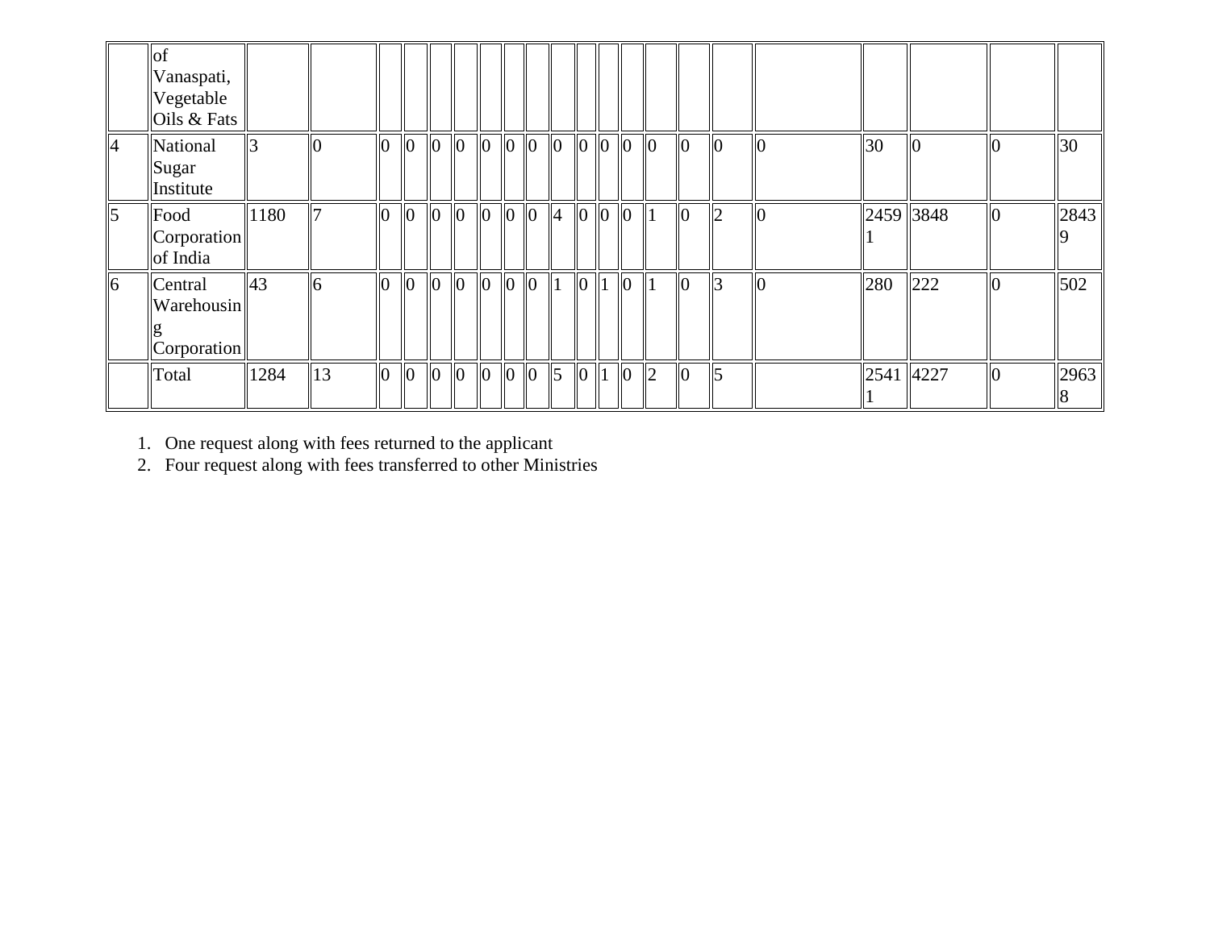| | | | | | | | | | | | | | | | | | | | | | | |
|---|---|---|---|---|---|---|---|---|---|---|---|---|---|---|---|---|---|---|---|---|---|---|
| | of Vanaspati, Vegetable Oils & Fats | | | | | | | | | | | | | | | | | | | | | |
| 4 | National Sugar Institute | 3 | 0 | 0 | 0 | 0 | 0 | 0 | 0 | 0 | 0 | 0 | 0 | 0 | 0 | 0 | 0 | 0 | 30 | 0 | 0 | 30 |
| 5 | Food Corporation of India | 1180 | 7 | 0 | 0 | 0 | 0 | 0 | 0 | 0 | 4 | 0 | 0 | 0 | 1 | 0 | 2 | 0 | 24591 | 3848 | 0 | 28439 |
| 6 | Central Warehousing Corporation | 43 | 6 | 0 | 0 | 0 | 0 | 0 | 0 | 0 | 1 | 0 | 1 | 0 | 1 | 0 | 3 | 0 | 280 | 222 | 0 | 502 |
| | Total | 1284 | 13 | 0 | 0 | 0 | 0 | 0 | 0 | 0 | 5 | 0 | 1 | 0 | 2 | 0 | 5 | | 25411 | 4227 | 0 | 29638 |

1. One request along with fees returned to the applicant
2. Four request along with fees transferred to other Ministries